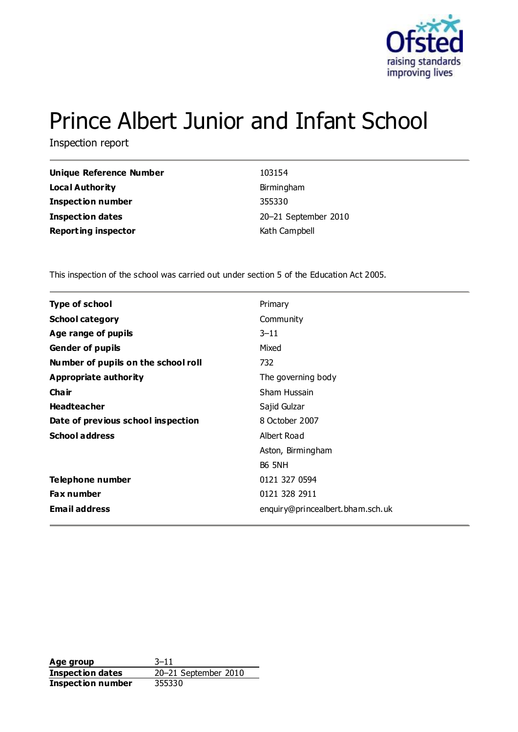# Prince Albert Junior and Infant School

Inspection report

| | |
|---|---|
| **Unique Reference Number** | 103154 |
| **Local Authority** | Birmingham |
| **Inspection number** | 355330 |
| **Inspection dates** | 20–21 September 2010 |
| **Reporting inspector** | Kath Campbell |

This inspection of the school was carried out under section 5 of the Education Act 2005.

| | |
|---|---|
| **Type of school** | Primary |
| **School category** | Community |
| **Age range of pupils** | 3–11 |
| **Gender of pupils** | Mixed |
| **Number of pupils on the school roll** | 732 |
| **Appropriate authority** | The governing body |
| **Chair** | Sham Hussain |
| **Headteacher** | Sajid Gulzar |
| **Date of previous school inspection** | 8 October 2007 |
| **School address** | Albert Road<br>Aston, Birmingham<br>B6 5NH |
| **Telephone number** | 0121 327 0594 |
| **Fax number** | 0121 328 2911 |
| **Email address** | enquiry@princealbert.bham.sch.uk |

| | |
|---|---|
| **Age group** | 3–11 |
| **Inspection dates** | 20–21 September 2010 |
| **Inspection number** | 355330 |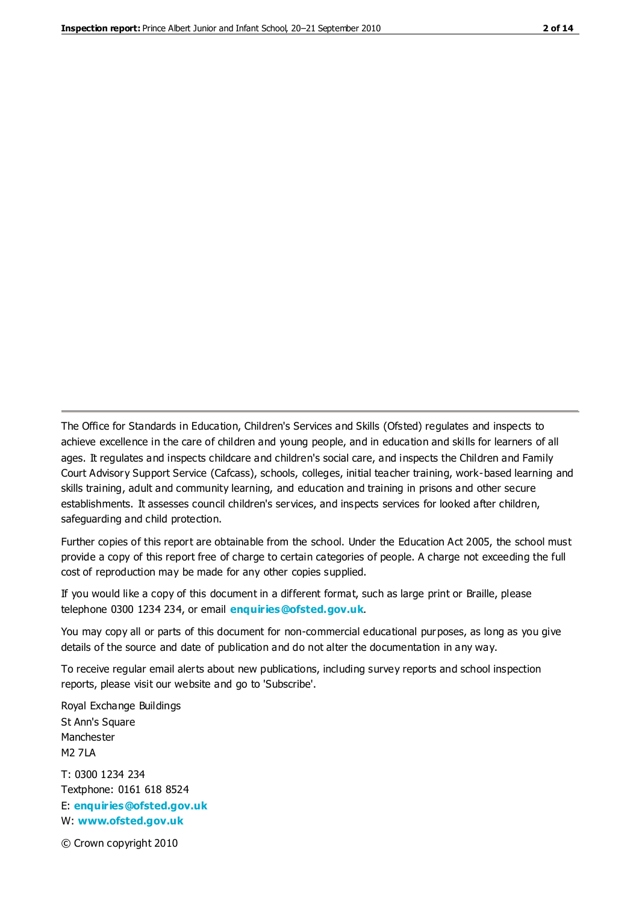The Office for Standards in Education, Children's Services and Skills (Ofsted) regulates and inspects to achieve excellence in the care of children and young people, and in education and skills for learners of all ages. It regulates and inspects childcare and children's social care, and inspects the Children and Family Court Advisory Support Service (Cafcass), schools, colleges, initial teacher training, work-based learning and skills training, adult and community learning, and education and training in prisons and other secure establishments. It assesses council children's services, and inspects services for looked after children, safeguarding and child protection.

Further copies of this report are obtainable from the school. Under the Education Act 2005, the school must provide a copy of this report free of charge to certain categories of people. A charge not exceeding the full cost of reproduction may be made for any other copies supplied.

If you would like a copy of this document in a different format, such as large print or Braille, please telephone 0300 1234 234, or email **enquiries@ofsted.gov.uk**.

You may copy all or parts of this document for non-commercial educational purposes, as long as you give details of the source and date of publication and do not alter the documentation in any way.

To receive regular email alerts about new publications, including survey reports and school inspection reports, please visit our website and go to 'Subscribe'.

Royal Exchange Buildings
St Ann's Square
Manchester
M2 7LA

T: 0300 1234 234
Textphone: 0161 618 8524
E: **enquiries@ofsted.gov.uk**
W: **www.ofsted.gov.uk**

© Crown copyright 2010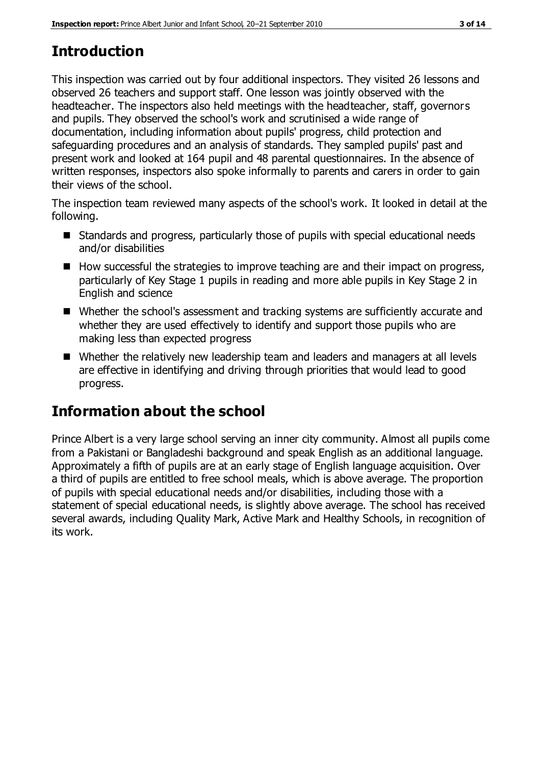## Introduction

This inspection was carried out by four additional inspectors. They visited 26 lessons and observed 26 teachers and support staff. One lesson was jointly observed with the headteacher. The inspectors also held meetings with the headteacher, staff, governors and pupils. They observed the school's work and scrutinised a wide range of documentation, including information about pupils' progress, child protection and safeguarding procedures and an analysis of standards. They sampled pupils' past and present work and looked at 164 pupil and 48 parental questionnaires. In the absence of written responses, inspectors also spoke informally to parents and carers in order to gain their views of the school.

The inspection team reviewed many aspects of the school's work. It looked in detail at the following.

- Standards and progress, particularly those of pupils with special educational needs and/or disabilities
- How successful the strategies to improve teaching are and their impact on progress, particularly of Key Stage 1 pupils in reading and more able pupils in Key Stage 2 in English and science
- Whether the school's assessment and tracking systems are sufficiently accurate and whether they are used effectively to identify and support those pupils who are making less than expected progress
- Whether the relatively new leadership team and leaders and managers at all levels are effective in identifying and driving through priorities that would lead to good progress.

## Information about the school

Prince Albert is a very large school serving an inner city community. Almost all pupils come from a Pakistani or Bangladeshi background and speak English as an additional language. Approximately a fifth of pupils are at an early stage of English language acquisition. Over a third of pupils are entitled to free school meals, which is above average. The proportion of pupils with special educational needs and/or disabilities, including those with a statement of special educational needs, is slightly above average. The school has received several awards, including Quality Mark, Active Mark and Healthy Schools, in recognition of its work.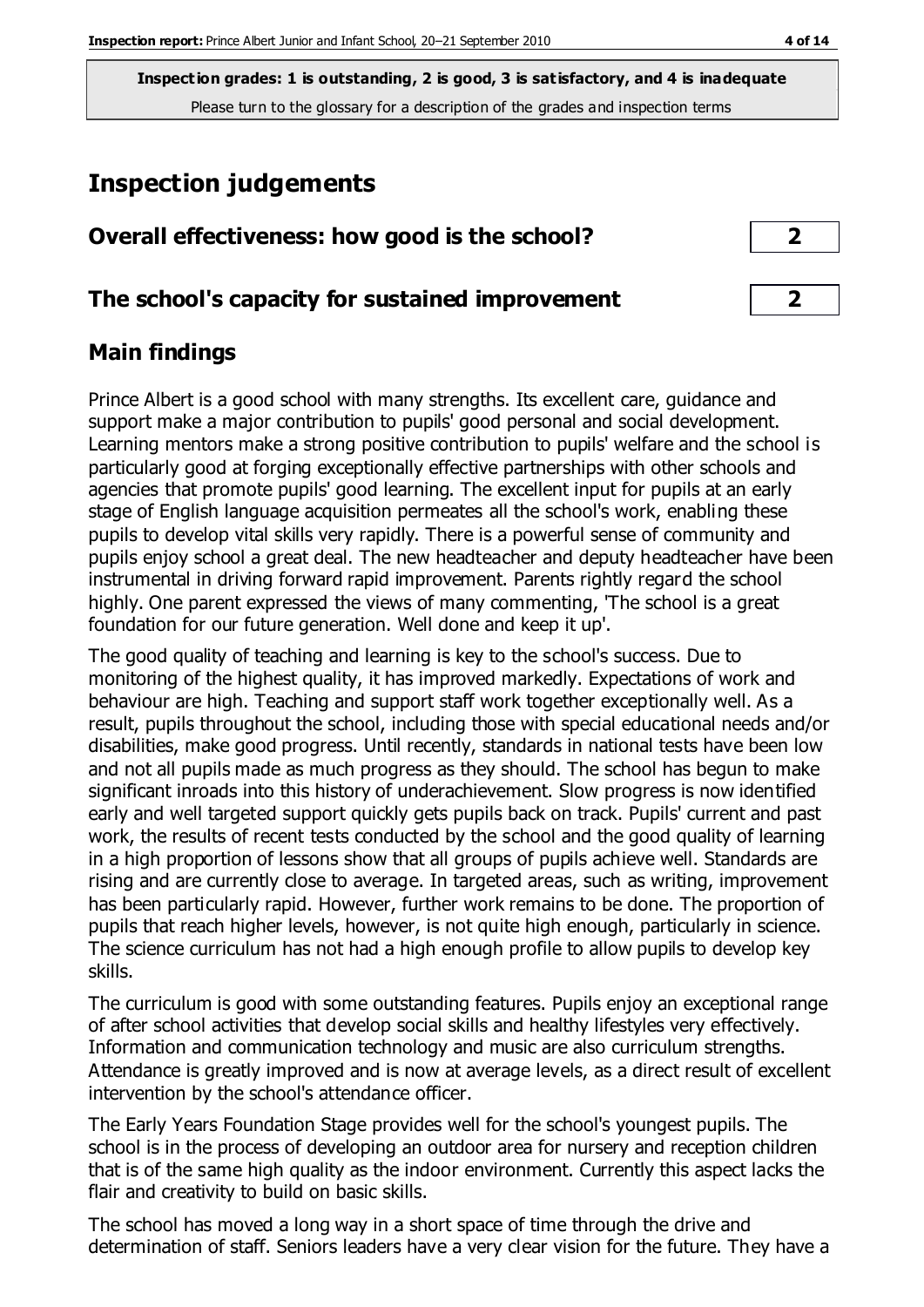**Inspection grades: 1 is outstanding, 2 is good, 3 is satisfactory, and 4 is inadequate**
Please turn to the glossary for a description of the grades and inspection terms

# Inspection judgements

| Overall effectiveness: how good is the school? | 2 |
| --- | --- |
| **The school's capacity for sustained improvement** | **2** |

## Main findings

Prince Albert is a good school with many strengths. Its excellent care, guidance and support make a major contribution to pupils' good personal and social development. Learning mentors make a strong positive contribution to pupils' welfare and the school is particularly good at forging exceptionally effective partnerships with other schools and agencies that promote pupils' good learning. The excellent input for pupils at an early stage of English language acquisition permeates all the school's work, enabling these pupils to develop vital skills very rapidly. There is a powerful sense of community and pupils enjoy school a great deal. The new headteacher and deputy headteacher have been instrumental in driving forward rapid improvement. Parents rightly regard the school highly. One parent expressed the views of many commenting, 'The school is a great foundation for our future generation. Well done and keep it up'.

The good quality of teaching and learning is key to the school's success. Due to monitoring of the highest quality, it has improved markedly. Expectations of work and behaviour are high. Teaching and support staff work together exceptionally well. As a result, pupils throughout the school, including those with special educational needs and/or disabilities, make good progress. Until recently, standards in national tests have been low and not all pupils made as much progress as they should. The school has begun to make significant inroads into this history of underachievement. Slow progress is now identified early and well targeted support quickly gets pupils back on track. Pupils' current and past work, the results of recent tests conducted by the school and the good quality of learning in a high proportion of lessons show that all groups of pupils achieve well. Standards are rising and are currently close to average. In targeted areas, such as writing, improvement has been particularly rapid. However, further work remains to be done. The proportion of pupils that reach higher levels, however, is not quite high enough, particularly in science. The science curriculum has not had a high enough profile to allow pupils to develop key skills.

The curriculum is good with some outstanding features. Pupils enjoy an exceptional range of after school activities that develop social skills and healthy lifestyles very effectively. Information and communication technology and music are also curriculum strengths. Attendance is greatly improved and is now at average levels, as a direct result of excellent intervention by the school's attendance officer.

The Early Years Foundation Stage provides well for the school's youngest pupils. The school is in the process of developing an outdoor area for nursery and reception children that is of the same high quality as the indoor environment. Currently this aspect lacks the flair and creativity to build on basic skills.

The school has moved a long way in a short space of time through the drive and determination of staff. Seniors leaders have a very clear vision for the future. They have a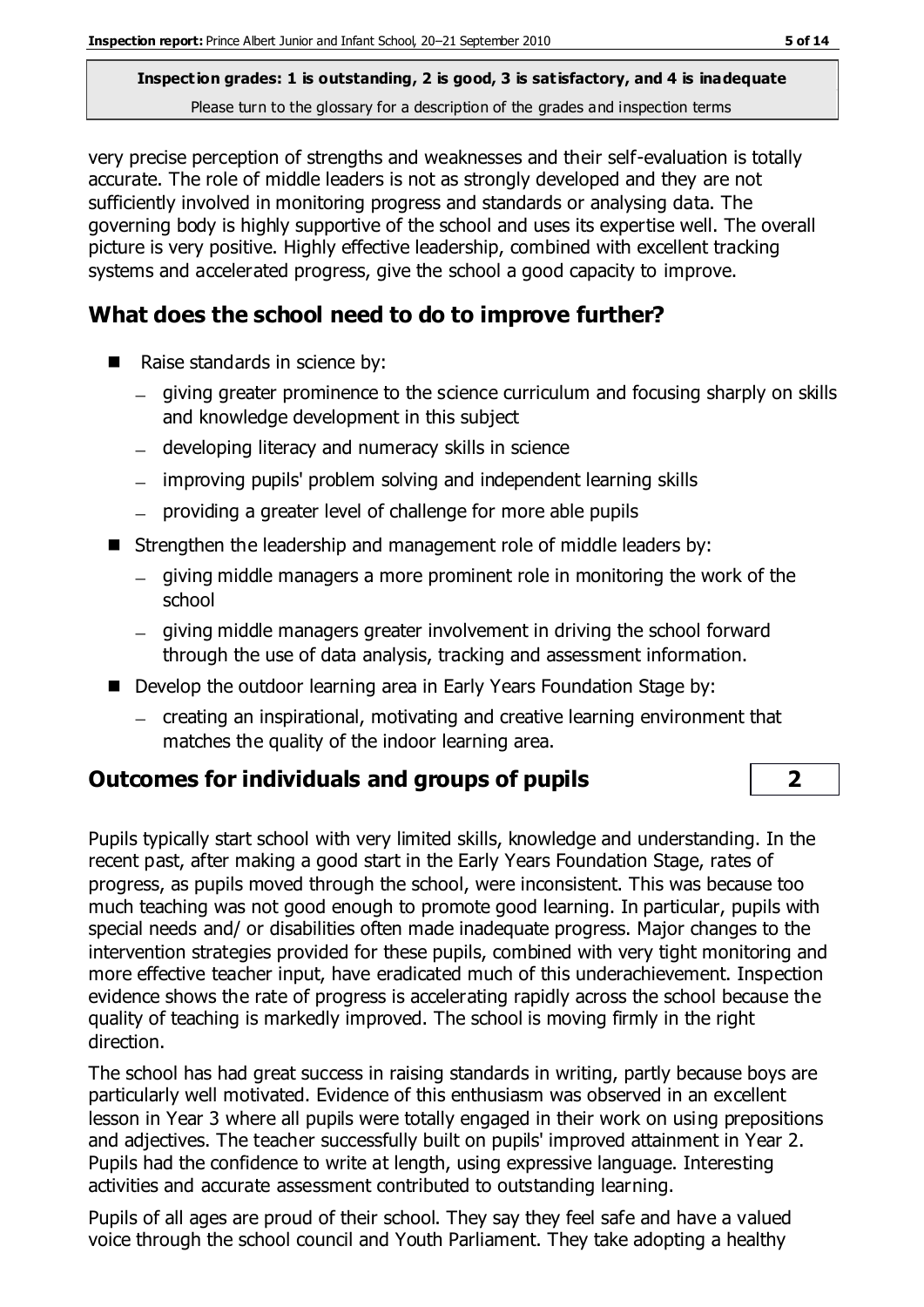very precise perception of strengths and weaknesses and their self-evaluation is totally accurate. The role of middle leaders is not as strongly developed and they are not sufficiently involved in monitoring progress and standards or analysing data. The governing body is highly supportive of the school and uses its expertise well. The overall picture is very positive. Highly effective leadership, combined with excellent tracking systems and accelerated progress, give the school a good capacity to improve.

## What does the school need to do to improve further?

- Raise standards in science by:
  - giving greater prominence to the science curriculum and focusing sharply on skills and knowledge development in this subject
  - developing literacy and numeracy skills in science
  - improving pupils' problem solving and independent learning skills
  - providing a greater level of challenge for more able pupils
- Strengthen the leadership and management role of middle leaders by:
  - giving middle managers a more prominent role in monitoring the work of the school
  - giving middle managers greater involvement in driving the school forward through the use of data analysis, tracking and assessment information.
- Develop the outdoor learning area in Early Years Foundation Stage by:
  - creating an inspirational, motivating and creative learning environment that matches the quality of the indoor learning area.

## Outcomes for individuals and groups of pupils — 2

Pupils typically start school with very limited skills, knowledge and understanding. In the recent past, after making a good start in the Early Years Foundation Stage, rates of progress, as pupils moved through the school, were inconsistent. This was because too much teaching was not good enough to promote good learning. In particular, pupils with special needs and/ or disabilities often made inadequate progress. Major changes to the intervention strategies provided for these pupils, combined with very tight monitoring and more effective teacher input, have eradicated much of this underachievement. Inspection evidence shows the rate of progress is accelerating rapidly across the school because the quality of teaching is markedly improved. The school is moving firmly in the right direction.

The school has had great success in raising standards in writing, partly because boys are particularly well motivated. Evidence of this enthusiasm was observed in an excellent lesson in Year 3 where all pupils were totally engaged in their work on using prepositions and adjectives. The teacher successfully built on pupils' improved attainment in Year 2. Pupils had the confidence to write at length, using expressive language. Interesting activities and accurate assessment contributed to outstanding learning.

Pupils of all ages are proud of their school. They say they feel safe and have a valued voice through the school council and Youth Parliament. They take adopting a healthy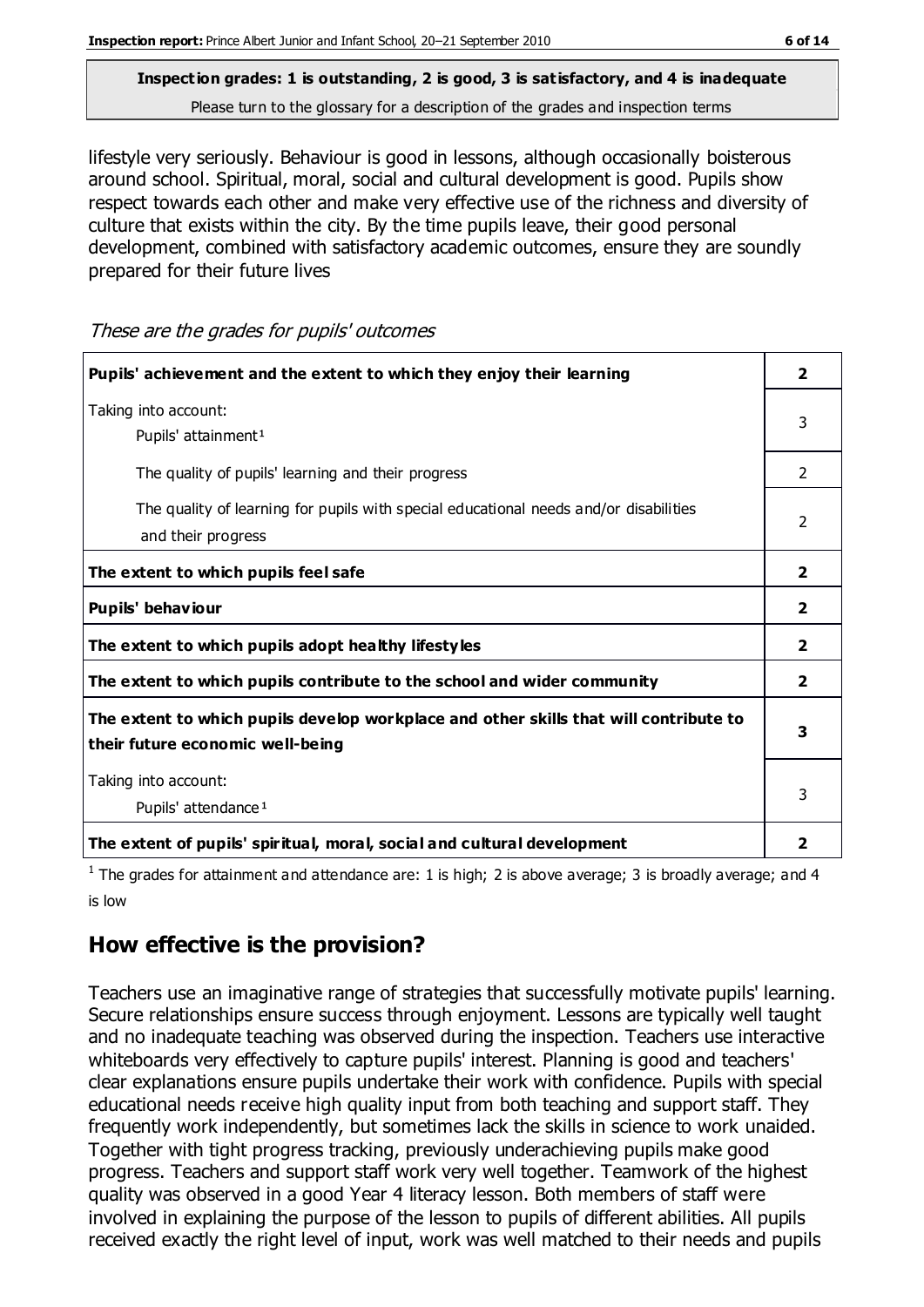lifestyle very seriously. Behaviour is good in lessons, although occasionally boisterous around school. Spiritual, moral, social and cultural development is good. Pupils show respect towards each other and make very effective use of the richness and diversity of culture that exists within the city. By the time pupils leave, their good personal development, combined with satisfactory academic outcomes, ensure they are soundly prepared for their future lives

*These are the grades for pupils' outcomes*

| | |
|---|---|
| **Pupils' achievement and the extent to which they enjoy their learning** | **2** |
| Taking into account: Pupils' attainment[1] | 3 |
| The quality of pupils' learning and their progress | 2 |
| The quality of learning for pupils with special educational needs and/or disabilities and their progress | 2 |
| **The extent to which pupils feel safe** | **2** |
| **Pupils' behaviour** | **2** |
| **The extent to which pupils adopt healthy lifestyles** | **2** |
| **The extent to which pupils contribute to the school and wider community** | **2** |
| **The extent to which pupils develop workplace and other skills that will contribute to their future economic well-being** | **3** |
| Taking into account: Pupils' attendance[1] | 3 |
| **The extent of pupils' spiritual, moral, social and cultural development** | **2** |

[1] The grades for attainment and attendance are: 1 is high; 2 is above average; 3 is broadly average; and 4 is low

## How effective is the provision?

Teachers use an imaginative range of strategies that successfully motivate pupils' learning. Secure relationships ensure success through enjoyment. Lessons are typically well taught and no inadequate teaching was observed during the inspection. Teachers use interactive whiteboards very effectively to capture pupils' interest. Planning is good and teachers' clear explanations ensure pupils undertake their work with confidence. Pupils with special educational needs receive high quality input from both teaching and support staff. They frequently work independently, but sometimes lack the skills in science to work unaided. Together with tight progress tracking, previously underachieving pupils make good progress. Teachers and support staff work very well together. Teamwork of the highest quality was observed in a good Year 4 literacy lesson. Both members of staff were involved in explaining the purpose of the lesson to pupils of different abilities. All pupils received exactly the right level of input, work was well matched to their needs and pupils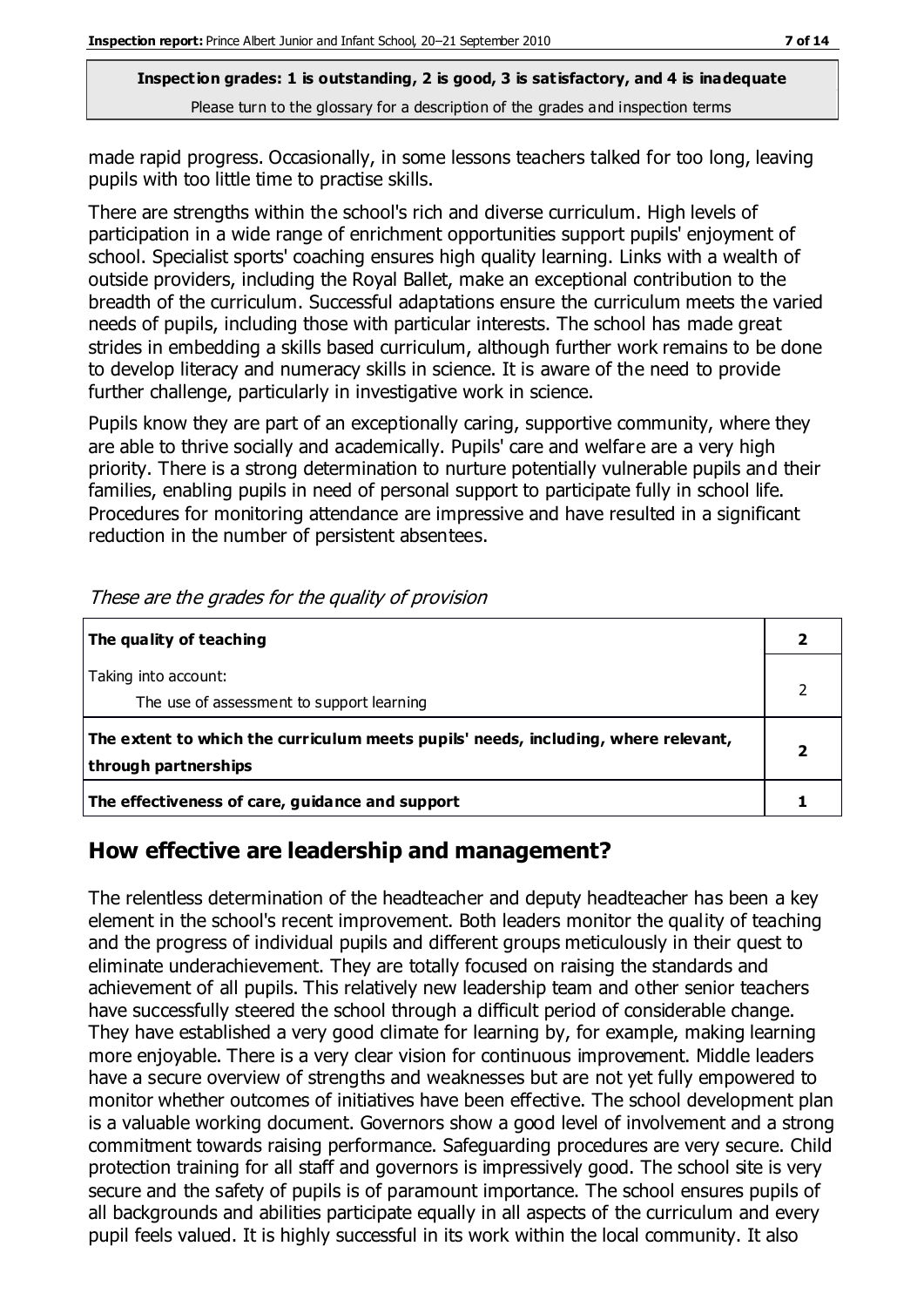made rapid progress. Occasionally, in some lessons teachers talked for too long, leaving pupils with too little time to practise skills.

There are strengths within the school's rich and diverse curriculum. High levels of participation in a wide range of enrichment opportunities support pupils' enjoyment of school. Specialist sports' coaching ensures high quality learning. Links with a wealth of outside providers, including the Royal Ballet, make an exceptional contribution to the breadth of the curriculum. Successful adaptations ensure the curriculum meets the varied needs of pupils, including those with particular interests. The school has made great strides in embedding a skills based curriculum, although further work remains to be done to develop literacy and numeracy skills in science. It is aware of the need to provide further challenge, particularly in investigative work in science.

Pupils know they are part of an exceptionally caring, supportive community, where they are able to thrive socially and academically. Pupils' care and welfare are a very high priority. There is a strong determination to nurture potentially vulnerable pupils and their families, enabling pupils in need of personal support to participate fully in school life. Procedures for monitoring attendance are impressive and have resulted in a significant reduction in the number of persistent absentees.

*These are the grades for the quality of provision*

| | |
|---|---|
| **The quality of teaching** | **2** |
| Taking into account:<br>The use of assessment to support learning | 2 |
| **The extent to which the curriculum meets pupils' needs, including, where relevant, through partnerships** | **2** |
| **The effectiveness of care, guidance and support** | **1** |

## How effective are leadership and management?

The relentless determination of the headteacher and deputy headteacher has been a key element in the school's recent improvement. Both leaders monitor the quality of teaching and the progress of individual pupils and different groups meticulously in their quest to eliminate underachievement. They are totally focused on raising the standards and achievement of all pupils. This relatively new leadership team and other senior teachers have successfully steered the school through a difficult period of considerable change. They have established a very good climate for learning by, for example, making learning more enjoyable. There is a very clear vision for continuous improvement. Middle leaders have a secure overview of strengths and weaknesses but are not yet fully empowered to monitor whether outcomes of initiatives have been effective. The school development plan is a valuable working document. Governors show a good level of involvement and a strong commitment towards raising performance. Safeguarding procedures are very secure. Child protection training for all staff and governors is impressively good. The school site is very secure and the safety of pupils is of paramount importance. The school ensures pupils of all backgrounds and abilities participate equally in all aspects of the curriculum and every pupil feels valued. It is highly successful in its work within the local community. It also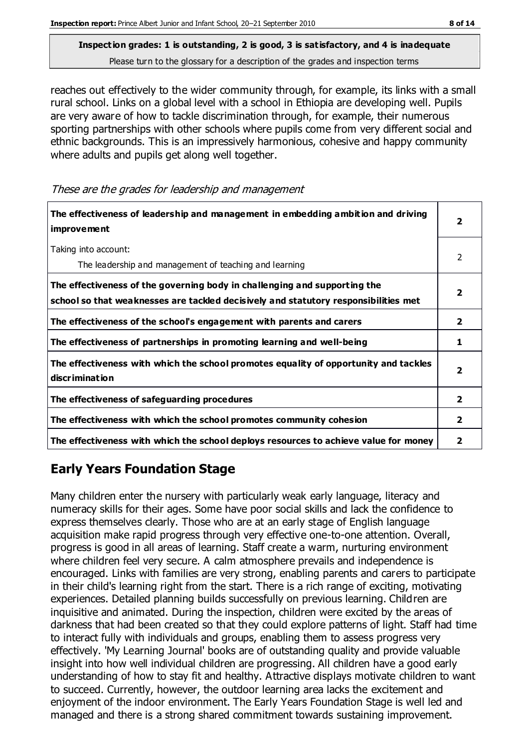**Inspection grades: 1 is outstanding, 2 is good, 3 is satisfactory, and 4 is inadequate**
Please turn to the glossary for a description of the grades and inspection terms

reaches out effectively to the wider community through, for example, its links with a small rural school. Links on a global level with a school in Ethiopia are developing well. Pupils are very aware of how to tackle discrimination through, for example, their numerous sporting partnerships with other schools where pupils come from very different social and ethnic backgrounds. This is an impressively harmonious, cohesive and happy community where adults and pupils get along well together.

*These are the grades for leadership and management*

| | |
|---|---|
| **The effectiveness of leadership and management in embedding ambition and driving improvement** | **2** |
| Taking into account: The leadership and management of teaching and learning | 2 |
| **The effectiveness of the governing body in challenging and supporting the school so that weaknesses are tackled decisively and statutory responsibilities met** | **2** |
| **The effectiveness of the school's engagement with parents and carers** | **2** |
| **The effectiveness of partnerships in promoting learning and well-being** | **1** |
| **The effectiveness with which the school promotes equality of opportunity and tackles discrimination** | **2** |
| **The effectiveness of safeguarding procedures** | **2** |
| **The effectiveness with which the school promotes community cohesion** | **2** |
| **The effectiveness with which the school deploys resources to achieve value for money** | **2** |

## Early Years Foundation Stage

Many children enter the nursery with particularly weak early language, literacy and numeracy skills for their ages. Some have poor social skills and lack the confidence to express themselves clearly. Those who are at an early stage of English language acquisition make rapid progress through very effective one-to-one attention. Overall, progress is good in all areas of learning. Staff create a warm, nurturing environment where children feel very secure. A calm atmosphere prevails and independence is encouraged. Links with families are very strong, enabling parents and carers to participate in their child's learning right from the start. There is a rich range of exciting, motivating experiences. Detailed planning builds successfully on previous learning. Children are inquisitive and animated. During the inspection, children were excited by the areas of darkness that had been created so that they could explore patterns of light. Staff had time to interact fully with individuals and groups, enabling them to assess progress very effectively. 'My Learning Journal' books are of outstanding quality and provide valuable insight into how well individual children are progressing. All children have a good early understanding of how to stay fit and healthy. Attractive displays motivate children to want to succeed. Currently, however, the outdoor learning area lacks the excitement and enjoyment of the indoor environment. The Early Years Foundation Stage is well led and managed and there is a strong shared commitment towards sustaining improvement.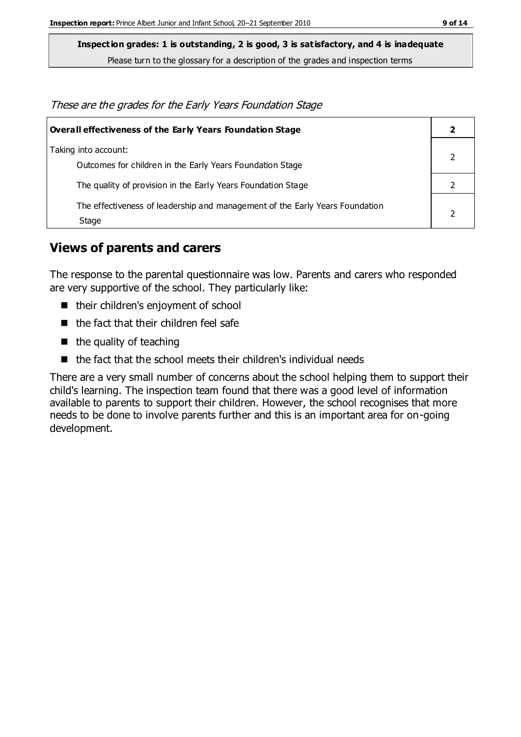**Inspection grades: 1 is outstanding, 2 is good, 3 is satisfactory, and 4 is inadequate**

Please turn to the glossary for a description of the grades and inspection terms

*These are the grades for the Early Years Foundation Stage*

| **Overall effectiveness of the Early Years Foundation Stage** | **2** |
|---|---|
| Taking into account:<br>Outcomes for children in the Early Years Foundation Stage | 2 |
| The quality of provision in the Early Years Foundation Stage | 2 |
| The effectiveness of leadership and management of the Early Years Foundation Stage | 2 |

## Views of parents and carers

The response to the parental questionnaire was low. Parents and carers who responded are very supportive of the school. They particularly like:

- their children's enjoyment of school
- the fact that their children feel safe
- the quality of teaching
- the fact that the school meets their children's individual needs

There are a very small number of concerns about the school helping them to support their child's learning. The inspection team found that there was a good level of information available to parents to support their children. However, the school recognises that more needs to be done to involve parents further and this is an important area for on-going development.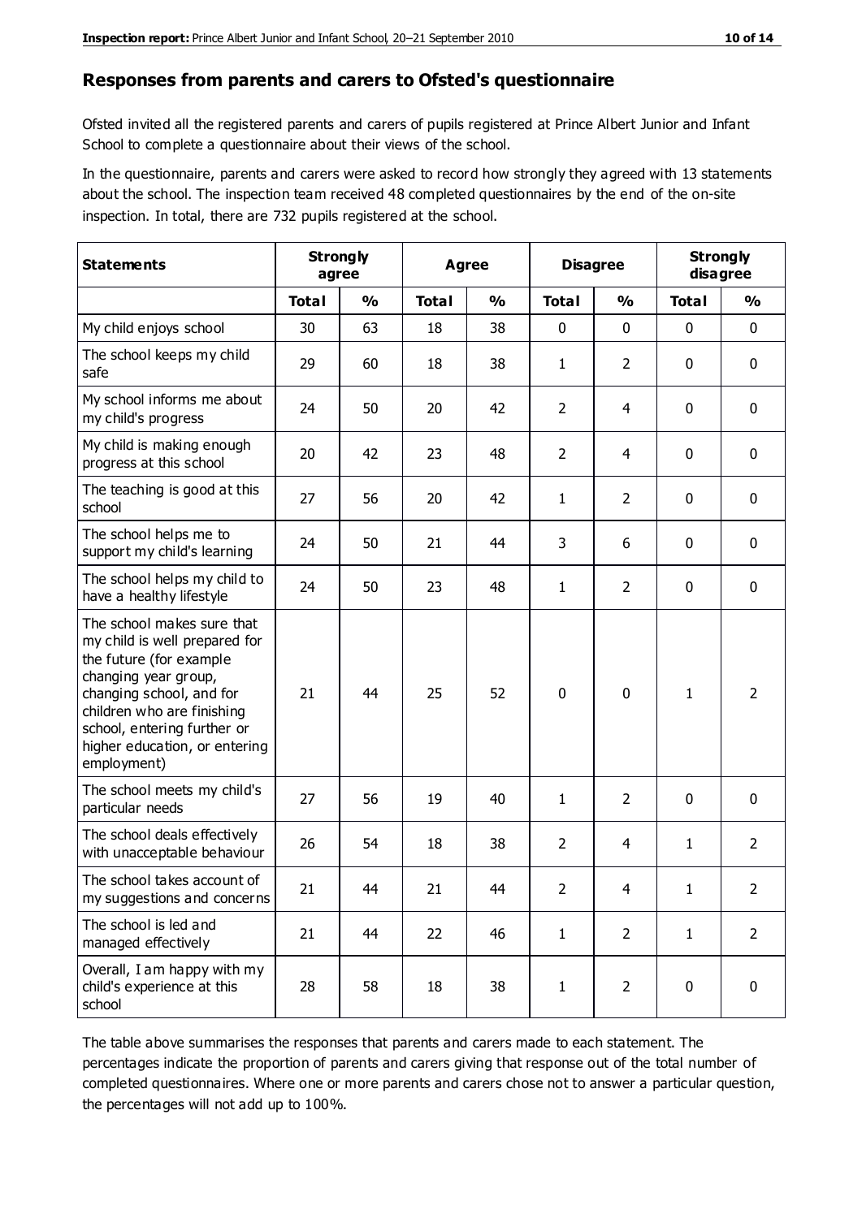## Responses from parents and carers to Ofsted's questionnaire

Ofsted invited all the registered parents and carers of pupils registered at Prince Albert Junior and Infant School to complete a questionnaire about their views of the school.

In the questionnaire, parents and carers were asked to record how strongly they agreed with 13 statements about the school. The inspection team received 48 completed questionnaires by the end of the on-site inspection. In total, there are 732 pupils registered at the school.

| Statements | Strongly agree | | Agree | | Disagree | | Strongly disagree | |
|---|---|---|---|---|---|---|---|---|
| | **Total** | **%** | **Total** | **%** | **Total** | **%** | **Total** | **%** |
| My child enjoys school | 30 | 63 | 18 | 38 | 0 | 0 | 0 | 0 |
| The school keeps my child safe | 29 | 60 | 18 | 38 | 1 | 2 | 0 | 0 |
| My school informs me about my child's progress | 24 | 50 | 20 | 42 | 2 | 4 | 0 | 0 |
| My child is making enough progress at this school | 20 | 42 | 23 | 48 | 2 | 4 | 0 | 0 |
| The teaching is good at this school | 27 | 56 | 20 | 42 | 1 | 2 | 0 | 0 |
| The school helps me to support my child's learning | 24 | 50 | 21 | 44 | 3 | 6 | 0 | 0 |
| The school helps my child to have a healthy lifestyle | 24 | 50 | 23 | 48 | 1 | 2 | 0 | 0 |
| The school makes sure that my child is well prepared for the future (for example changing year group, changing school, and for children who are finishing school, entering further or higher education, or entering employment) | 21 | 44 | 25 | 52 | 0 | 0 | 1 | 2 |
| The school meets my child's particular needs | 27 | 56 | 19 | 40 | 1 | 2 | 0 | 0 |
| The school deals effectively with unacceptable behaviour | 26 | 54 | 18 | 38 | 2 | 4 | 1 | 2 |
| The school takes account of my suggestions and concerns | 21 | 44 | 21 | 44 | 2 | 4 | 1 | 2 |
| The school is led and managed effectively | 21 | 44 | 22 | 46 | 1 | 2 | 1 | 2 |
| Overall, I am happy with my child's experience at this school | 28 | 58 | 18 | 38 | 1 | 2 | 0 | 0 |

The table above summarises the responses that parents and carers made to each statement. The percentages indicate the proportion of parents and carers giving that response out of the total number of completed questionnaires. Where one or more parents and carers chose not to answer a particular question, the percentages will not add up to 100%.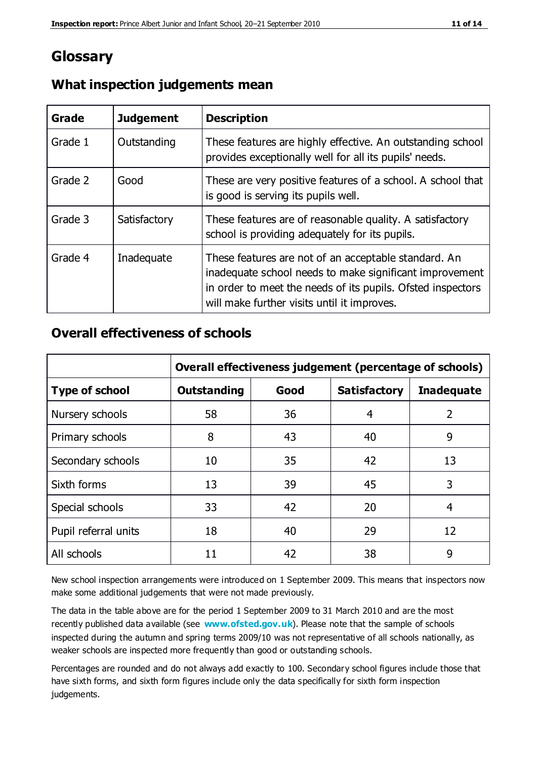# Glossary

## What inspection judgements mean

| Grade | Judgement | Description |
|---|---|---|
| Grade 1 | Outstanding | These features are highly effective. An outstanding school provides exceptionally well for all its pupils' needs. |
| Grade 2 | Good | These are very positive features of a school. A school that is good is serving its pupils well. |
| Grade 3 | Satisfactory | These features are of reasonable quality. A satisfactory school is providing adequately for its pupils. |
| Grade 4 | Inadequate | These features are not of an acceptable standard. An inadequate school needs to make significant improvement in order to meet the needs of its pupils. Ofsted inspectors will make further visits until it improves. |

## Overall effectiveness of schools

| | Overall effectiveness judgement (percentage of schools) | | | |
|---|---|---|---|---|
| **Type of school** | **Outstanding** | **Good** | **Satisfactory** | **Inadequate** |
| Nursery schools | 58 | 36 | 4 | 2 |
| Primary schools | 8 | 43 | 40 | 9 |
| Secondary schools | 10 | 35 | 42 | 13 |
| Sixth forms | 13 | 39 | 45 | 3 |
| Special schools | 33 | 42 | 20 | 4 |
| Pupil referral units | 18 | 40 | 29 | 12 |
| All schools | 11 | 42 | 38 | 9 |

New school inspection arrangements were introduced on 1 September 2009. This means that inspectors now make some additional judgements that were not made previously.

The data in the table above are for the period 1 September 2009 to 31 March 2010 and are the most recently published data available (see **www.ofsted.gov.uk**). Please note that the sample of schools inspected during the autumn and spring terms 2009/10 was not representative of all schools nationally, as weaker schools are inspected more frequently than good or outstanding schools.

Percentages are rounded and do not always add exactly to 100. Secondary school figures include those that have sixth forms, and sixth form figures include only the data specifically for sixth form inspection judgements.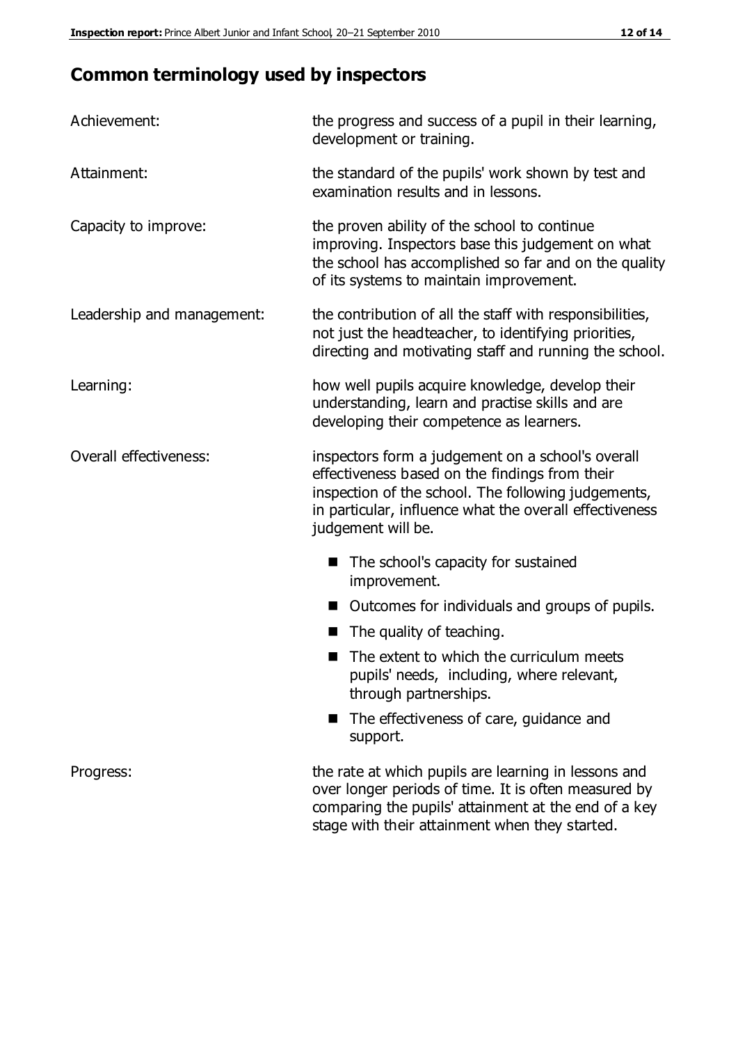## Common terminology used by inspectors

| | |
|---|---|
| Achievement: | the progress and success of a pupil in their learning, development or training. |
| Attainment: | the standard of the pupils' work shown by test and examination results and in lessons. |
| Capacity to improve: | the proven ability of the school to continue improving. Inspectors base this judgement on what the school has accomplished so far and on the quality of its systems to maintain improvement. |
| Leadership and management: | the contribution of all the staff with responsibilities, not just the headteacher, to identifying priorities, directing and motivating staff and running the school. |
| Learning: | how well pupils acquire knowledge, develop their understanding, learn and practise skills and are developing their competence as learners. |
| Overall effectiveness: | inspectors form a judgement on a school's overall effectiveness based on the findings from their inspection of the school. The following judgements, in particular, influence what the overall effectiveness judgement will be. |

- The school's capacity for sustained improvement.
- Outcomes for individuals and groups of pupils.
- The quality of teaching.
- The extent to which the curriculum meets pupils' needs, including, where relevant, through partnerships.
- The effectiveness of care, guidance and support.

| | |
|---|---|
| Progress: | the rate at which pupils are learning in lessons and over longer periods of time. It is often measured by comparing the pupils' attainment at the end of a key stage with their attainment when they started. |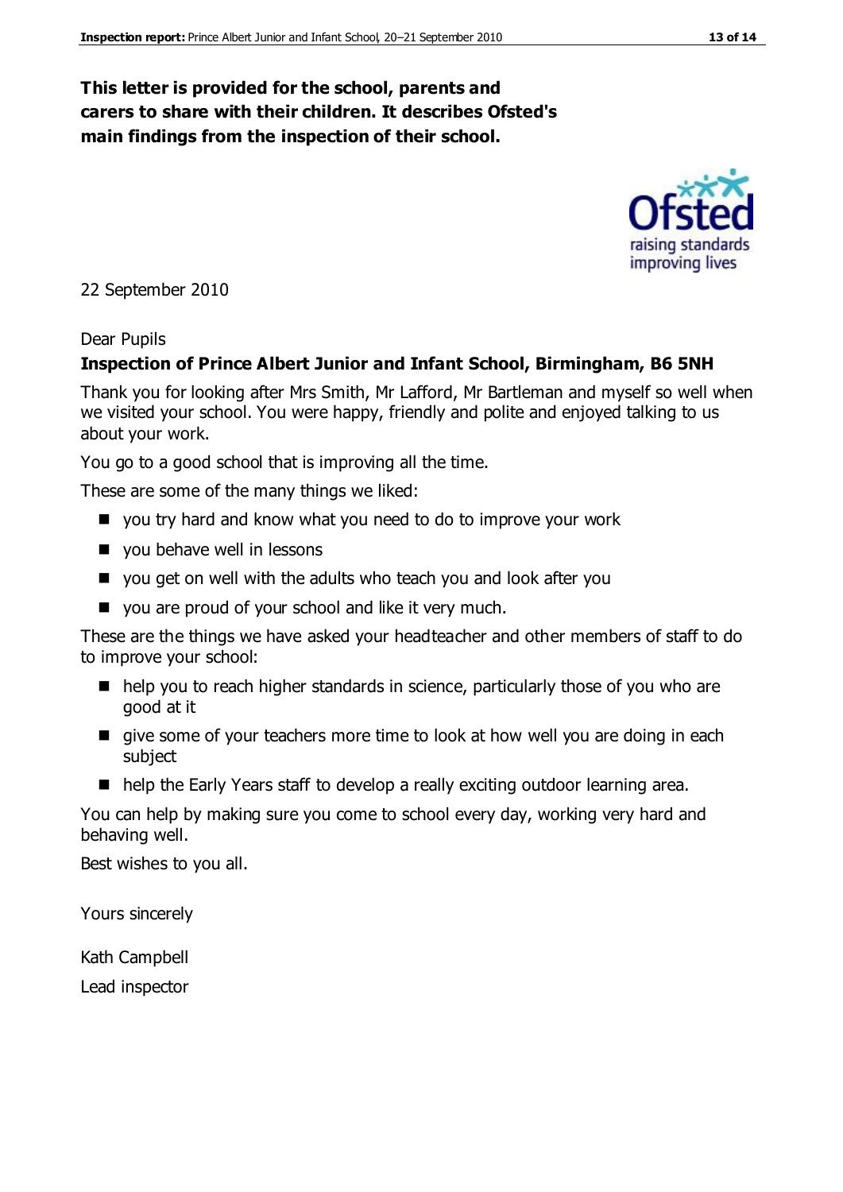**This letter is provided for the school, parents and carers to share with their children. It describes Ofsted's main findings from the inspection of their school.**

22 September 2010

Dear Pupils

**Inspection of Prince Albert Junior and Infant School, Birmingham, B6 5NH**

Thank you for looking after Mrs Smith, Mr Lafford, Mr Bartleman and myself so well when we visited your school. You were happy, friendly and polite and enjoyed talking to us about your work.

You go to a good school that is improving all the time.

These are some of the many things we liked:

- you try hard and know what you need to do to improve your work
- you behave well in lessons
- you get on well with the adults who teach you and look after you
- you are proud of your school and like it very much.

These are the things we have asked your headteacher and other members of staff to do to improve your school:

- help you to reach higher standards in science, particularly those of you who are good at it
- give some of your teachers more time to look at how well you are doing in each subject
- help the Early Years staff to develop a really exciting outdoor learning area.

You can help by making sure you come to school every day, working very hard and behaving well.

Best wishes to you all.

Yours sincerely

Kath Campbell

Lead inspector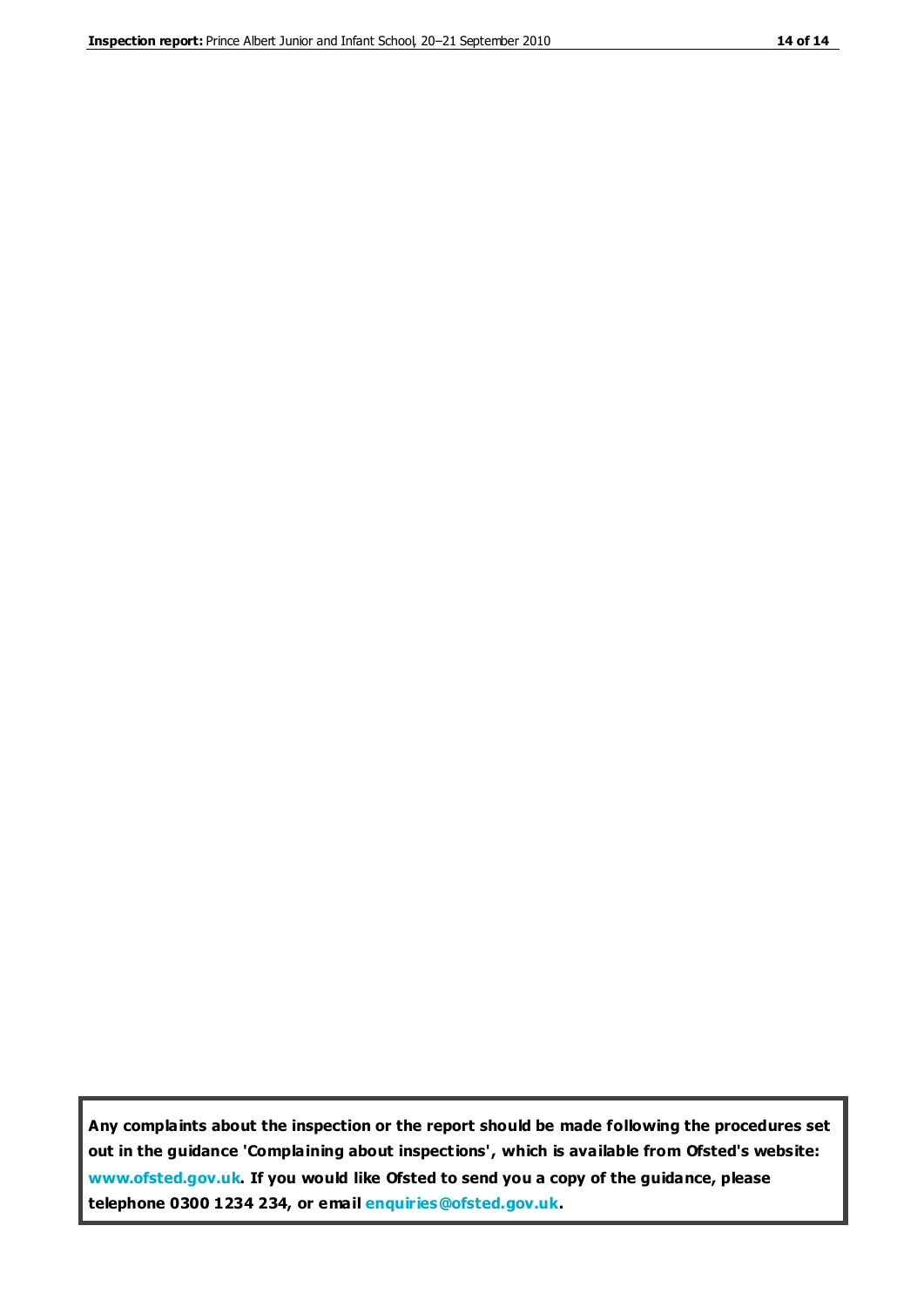**Any complaints about the inspection or the report should be made following the procedures set out in the guidance 'Complaining about inspections', which is available from Ofsted's website: www.ofsted.gov.uk. If you would like Ofsted to send you a copy of the guidance, please telephone 0300 1234 234, or email enquiries@ofsted.gov.uk.**